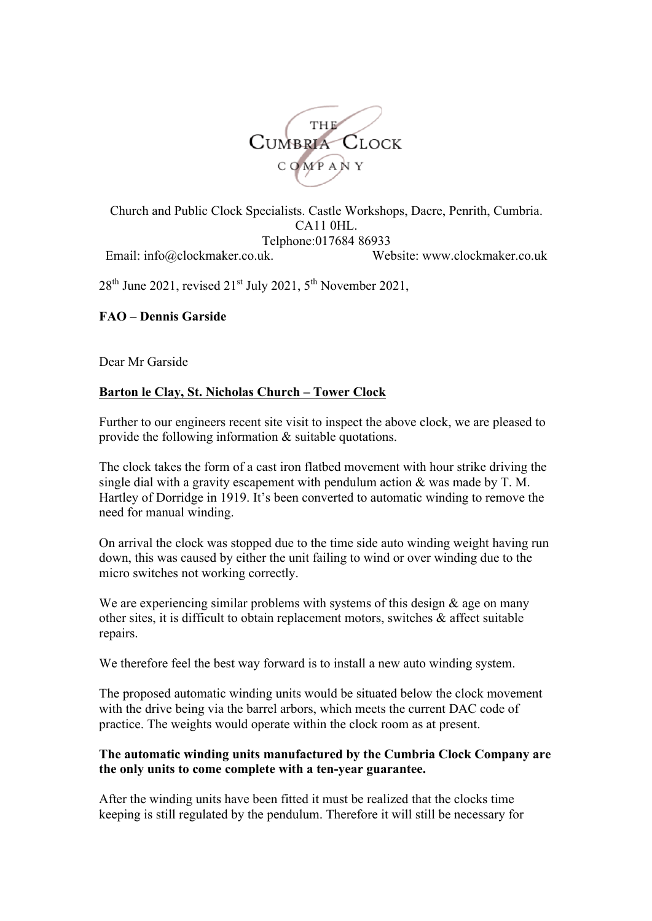THE CUMBRIA CLOCK COMPANY

Church and Public Clock Specialists. Castle Workshops, Dacre, Penrith, Cumbria. CA11 0HL.
Telphone:017684 86933
Email: info@clockmaker.co.uk. Website: www.clockmaker.co.uk

28th June 2021, revised 21st July 2021, 5th November 2021,

**FAO – Dennis Garside**

Dear Mr Garside

**Barton le Clay, St. Nicholas Church – Tower Clock**

Further to our engineers recent site visit to inspect the above clock, we are pleased to provide the following information & suitable quotations.

The clock takes the form of a cast iron flatbed movement with hour strike driving the single dial with a gravity escapement with pendulum action & was made by T. M. Hartley of Dorridge in 1919. It's been converted to automatic winding to remove the need for manual winding.

On arrival the clock was stopped due to the time side auto winding weight having run down, this was caused by either the unit failing to wind or over winding due to the micro switches not working correctly.

We are experiencing similar problems with systems of this design & age on many other sites, it is difficult to obtain replacement motors, switches & affect suitable repairs.

We therefore feel the best way forward is to install a new auto winding system.

The proposed automatic winding units would be situated below the clock movement with the drive being via the barrel arbors, which meets the current DAC code of practice. The weights would operate within the clock room as at present.

**The automatic winding units manufactured by the Cumbria Clock Company are the only units to come complete with a ten-year guarantee.**

After the winding units have been fitted it must be realized that the clocks time keeping is still regulated by the pendulum. Therefore it will still be necessary for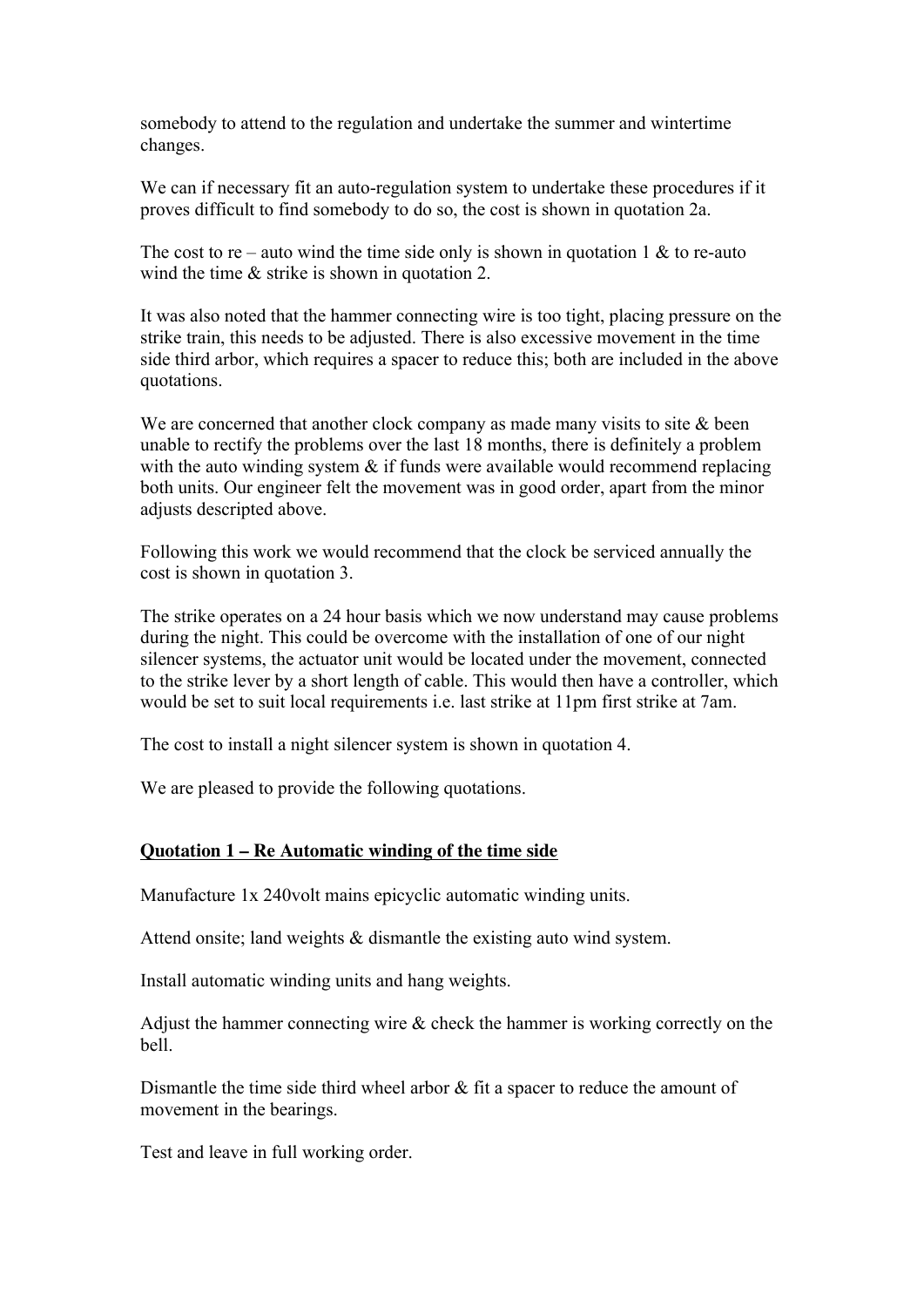somebody to attend to the regulation and undertake the summer and wintertime changes.

We can if necessary fit an auto-regulation system to undertake these procedures if it proves difficult to find somebody to do so, the cost is shown in quotation 2a.

The cost to re – auto wind the time side only is shown in quotation 1 & to re-auto wind the time & strike is shown in quotation 2.

It was also noted that the hammer connecting wire is too tight, placing pressure on the strike train, this needs to be adjusted. There is also excessive movement in the time side third arbor, which requires a spacer to reduce this; both are included in the above quotations.

We are concerned that another clock company as made many visits to site & been unable to rectify the problems over the last 18 months, there is definitely a problem with the auto winding system & if funds were available would recommend replacing both units. Our engineer felt the movement was in good order, apart from the minor adjusts descripted above.

Following this work we would recommend that the clock be serviced annually the cost is shown in quotation 3.

The strike operates on a 24 hour basis which we now understand may cause problems during the night. This could be overcome with the installation of one of our night silencer systems, the actuator unit would be located under the movement, connected to the strike lever by a short length of cable. This would then have a controller, which would be set to suit local requirements i.e. last strike at 11pm first strike at 7am.

The cost to install a night silencer system is shown in quotation 4.

We are pleased to provide the following quotations.

**Quotation 1 – Re Automatic winding of the time side**

Manufacture 1x 240volt mains epicyclic automatic winding units.

Attend onsite; land weights & dismantle the existing auto wind system.

Install automatic winding units and hang weights.

Adjust the hammer connecting wire & check the hammer is working correctly on the bell.

Dismantle the time side third wheel arbor & fit a spacer to reduce the amount of movement in the bearings.

Test and leave in full working order.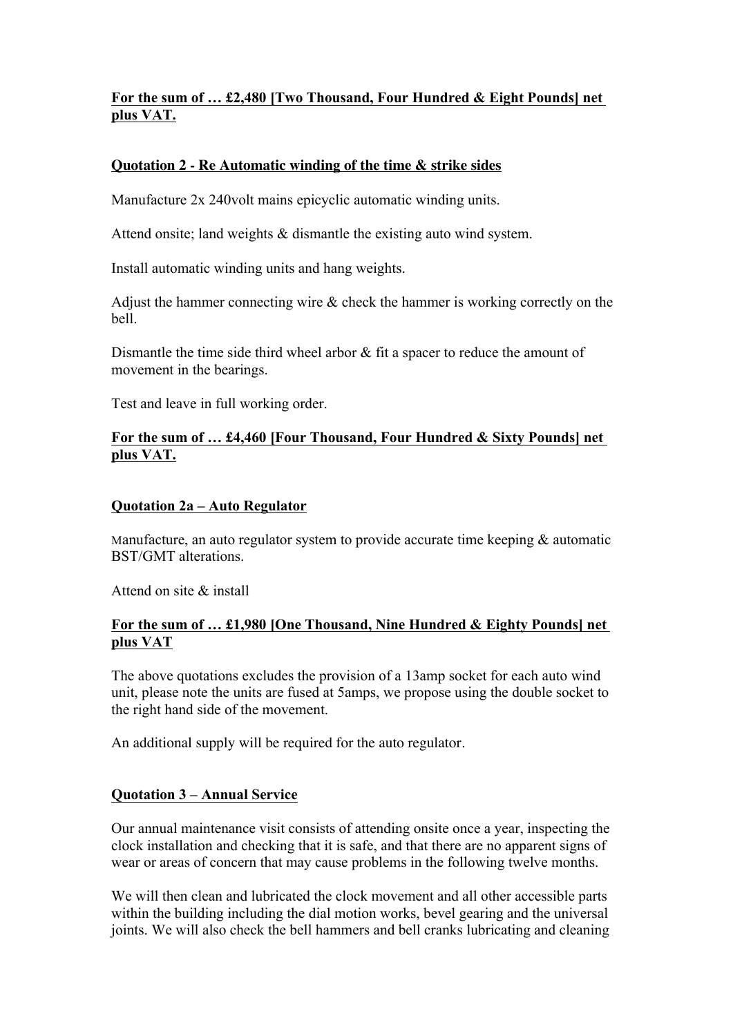**For the sum of … £2,480 [Two Thousand, Four Hundred & Eight Pounds] net plus VAT.**

**Quotation 2 - Re Automatic winding of the time & strike sides**

Manufacture 2x 240volt mains epicyclic automatic winding units.

Attend onsite; land weights & dismantle the existing auto wind system.

Install automatic winding units and hang weights.

Adjust the hammer connecting wire & check the hammer is working correctly on the bell.

Dismantle the time side third wheel arbor & fit a spacer to reduce the amount of movement in the bearings.

Test and leave in full working order.

**For the sum of … £4,460 [Four Thousand, Four Hundred & Sixty Pounds] net plus VAT.**

**Quotation 2a – Auto Regulator**

Manufacture, an auto regulator system to provide accurate time keeping & automatic BST/GMT alterations.

Attend on site & install

**For the sum of … £1,980 [One Thousand, Nine Hundred & Eighty Pounds] net plus VAT**

The above quotations excludes the provision of a 13amp socket for each auto wind unit, please note the units are fused at 5amps, we propose using the double socket to the right hand side of the movement.

An additional supply will be required for the auto regulator.

**Quotation 3 – Annual Service**

Our annual maintenance visit consists of attending onsite once a year, inspecting the clock installation and checking that it is safe, and that there are no apparent signs of wear or areas of concern that may cause problems in the following twelve months.

We will then clean and lubricated the clock movement and all other accessible parts within the building including the dial motion works, bevel gearing and the universal joints. We will also check the bell hammers and bell cranks lubricating and cleaning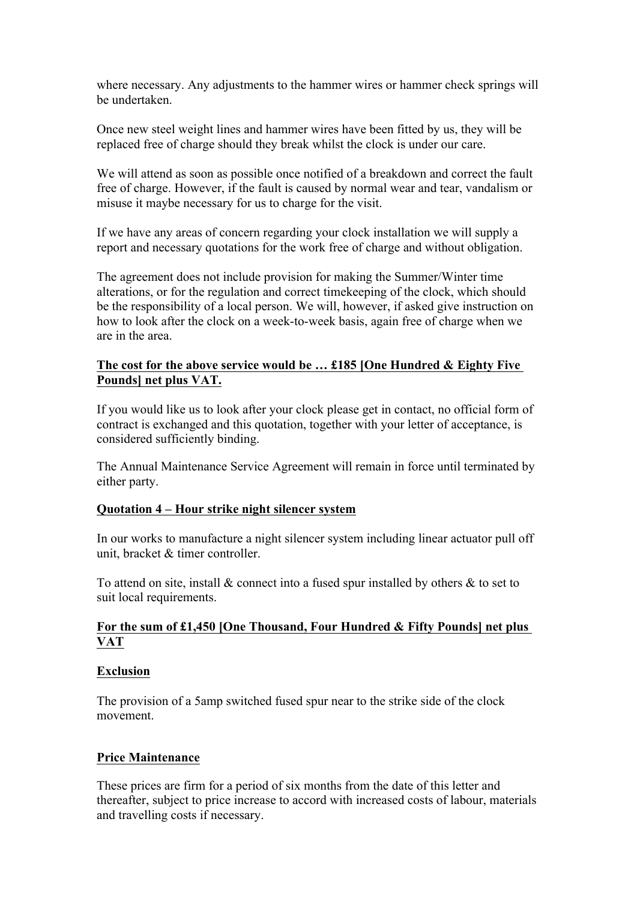where necessary. Any adjustments to the hammer wires or hammer check springs will be undertaken.

Once new steel weight lines and hammer wires have been fitted by us, they will be replaced free of charge should they break whilst the clock is under our care.

We will attend as soon as possible once notified of a breakdown and correct the fault free of charge. However, if the fault is caused by normal wear and tear, vandalism or misuse it maybe necessary for us to charge for the visit.

If we have any areas of concern regarding your clock installation we will supply a report and necessary quotations for the work free of charge and without obligation.

The agreement does not include provision for making the Summer/Winter time alterations, or for the regulation and correct timekeeping of the clock, which should be the responsibility of a local person. We will, however, if asked give instruction on how to look after the clock on a week-to-week basis, again free of charge when we are in the area.

**The cost for the above service would be … £185 [One Hundred & Eighty Five Pounds] net plus VAT.**

If you would like us to look after your clock please get in contact, no official form of contract is exchanged and this quotation, together with your letter of acceptance, is considered sufficiently binding.

The Annual Maintenance Service Agreement will remain in force until terminated by either party.

**Quotation 4 – Hour strike night silencer system**

In our works to manufacture a night silencer system including linear actuator pull off unit, bracket & timer controller.

To attend on site, install & connect into a fused spur installed by others & to set to suit local requirements.

**For the sum of £1,450 [One Thousand, Four Hundred & Fifty Pounds] net plus VAT**

**Exclusion**

The provision of a 5amp switched fused spur near to the strike side of the clock movement.

**Price Maintenance**

These prices are firm for a period of six months from the date of this letter and thereafter, subject to price increase to accord with increased costs of labour, materials and travelling costs if necessary.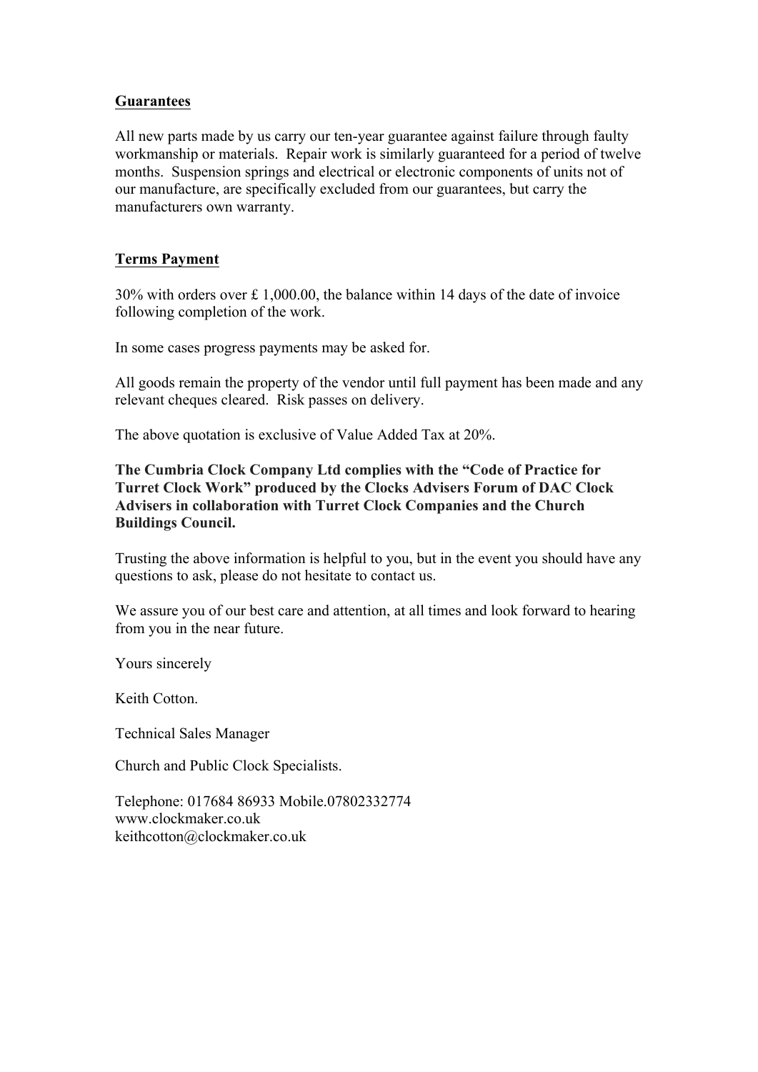## Guarantees

All new parts made by us carry our ten-year guarantee against failure through faulty workmanship or materials. Repair work is similarly guaranteed for a period of twelve months. Suspension springs and electrical or electronic components of units not of our manufacture, are specifically excluded from our guarantees, but carry the manufacturers own warranty.

## Terms Payment

30% with orders over £ 1,000.00, the balance within 14 days of the date of invoice following completion of the work.

In some cases progress payments may be asked for.

All goods remain the property of the vendor until full payment has been made and any relevant cheques cleared. Risk passes on delivery.

The above quotation is exclusive of Value Added Tax at 20%.

**The Cumbria Clock Company Ltd complies with the "Code of Practice for Turret Clock Work" produced by the Clocks Advisers Forum of DAC Clock Advisers in collaboration with Turret Clock Companies and the Church Buildings Council.**

Trusting the above information is helpful to you, but in the event you should have any questions to ask, please do not hesitate to contact us.

We assure you of our best care and attention, at all times and look forward to hearing from you in the near future.

Yours sincerely

Keith Cotton.

Technical Sales Manager

Church and Public Clock Specialists.

Telephone: 017684 86933 Mobile.07802332774
www.clockmaker.co.uk
keithcotton@clockmaker.co.uk